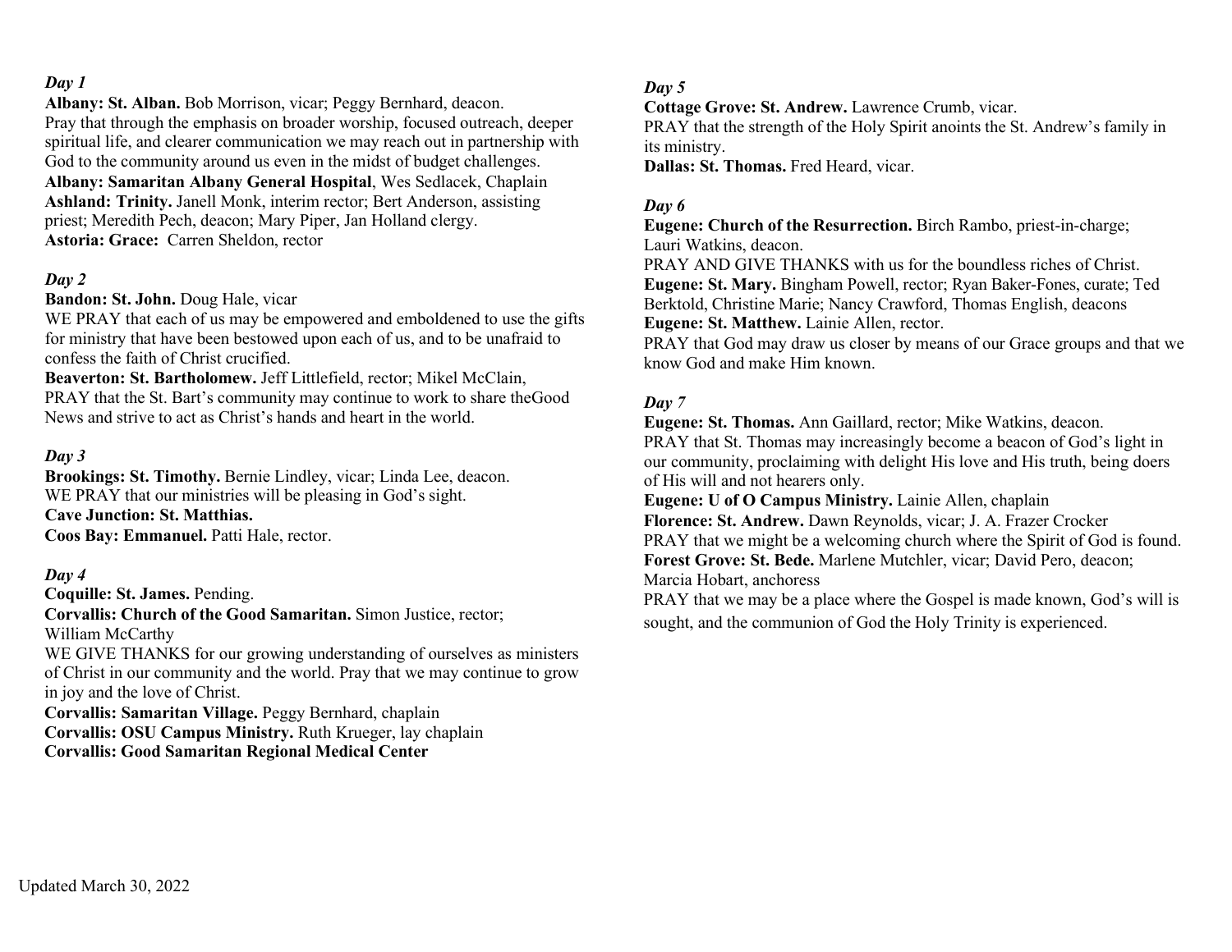*Day 1*

**Albany: St. Alban.** Bob Morrison, vicar; Peggy Bernhard, deacon.
Pray that through the emphasis on broader worship, focused outreach, deeper spiritual life, and clearer communication we may reach out in partnership with God to the community around us even in the midst of budget challenges.
**Albany: Samaritan Albany General Hospital**, Wes Sedlacek, Chaplain
**Ashland: Trinity.** Janell Monk, interim rector; Bert Anderson, assisting priest; Meredith Pech, deacon; Mary Piper, Jan Holland clergy.
**Astoria: Grace:** Carren Sheldon, rector

*Day 2*

**Bandon: St. John.** Doug Hale, vicar
WE PRAY that each of us may be empowered and emboldened to use the gifts for ministry that have been bestowed upon each of us, and to be unafraid to confess the faith of Christ crucified.
**Beaverton: St. Bartholomew.** Jeff Littlefield, rector; Mikel McClain,
PRAY that the St. Bart's community may continue to work to share theGood News and strive to act as Christ's hands and heart in the world.

*Day 3*

**Brookings: St. Timothy.** Bernie Lindley, vicar; Linda Lee, deacon.
WE PRAY that our ministries will be pleasing in God's sight.
**Cave Junction: St. Matthias.**
**Coos Bay: Emmanuel.** Patti Hale, rector.

*Day 4*

**Coquille: St. James.** Pending.
**Corvallis: Church of the Good Samaritan.** Simon Justice, rector; William McCarthy
WE GIVE THANKS for our growing understanding of ourselves as ministers of Christ in our community and the world. Pray that we may continue to grow in joy and the love of Christ.
**Corvallis: Samaritan Village.** Peggy Bernhard, chaplain
**Corvallis: OSU Campus Ministry.** Ruth Krueger, lay chaplain
**Corvallis: Good Samaritan Regional Medical Center**

*Day 5*

**Cottage Grove: St. Andrew.** Lawrence Crumb, vicar.
PRAY that the strength of the Holy Spirit anoints the St. Andrew's family in its ministry.
**Dallas: St. Thomas.** Fred Heard, vicar.

*Day 6*

**Eugene: Church of the Resurrection.** Birch Rambo, priest-in-charge; Lauri Watkins, deacon.
PRAY AND GIVE THANKS with us for the boundless riches of Christ.
**Eugene: St. Mary.** Bingham Powell, rector; Ryan Baker-Fones, curate; Ted Berktold, Christine Marie; Nancy Crawford, Thomas English, deacons
**Eugene: St. Matthew.** Lainie Allen, rector.
PRAY that God may draw us closer by means of our Grace groups and that we know God and make Him known.

*Day 7*

**Eugene: St. Thomas.** Ann Gaillard, rector; Mike Watkins, deacon.
PRAY that St. Thomas may increasingly become a beacon of God's light in our community, proclaiming with delight His love and His truth, being doers of His will and not hearers only.
**Eugene: U of O Campus Ministry.** Lainie Allen, chaplain
**Florence: St. Andrew.** Dawn Reynolds, vicar; J. A. Frazer Crocker
PRAY that we might be a welcoming church where the Spirit of God is found.
**Forest Grove: St. Bede.** Marlene Mutchler, vicar; David Pero, deacon; Marcia Hobart, anchoress
PRAY that we may be a place where the Gospel is made known, God's will is sought, and the communion of God the Holy Trinity is experienced.

Updated March 30, 2022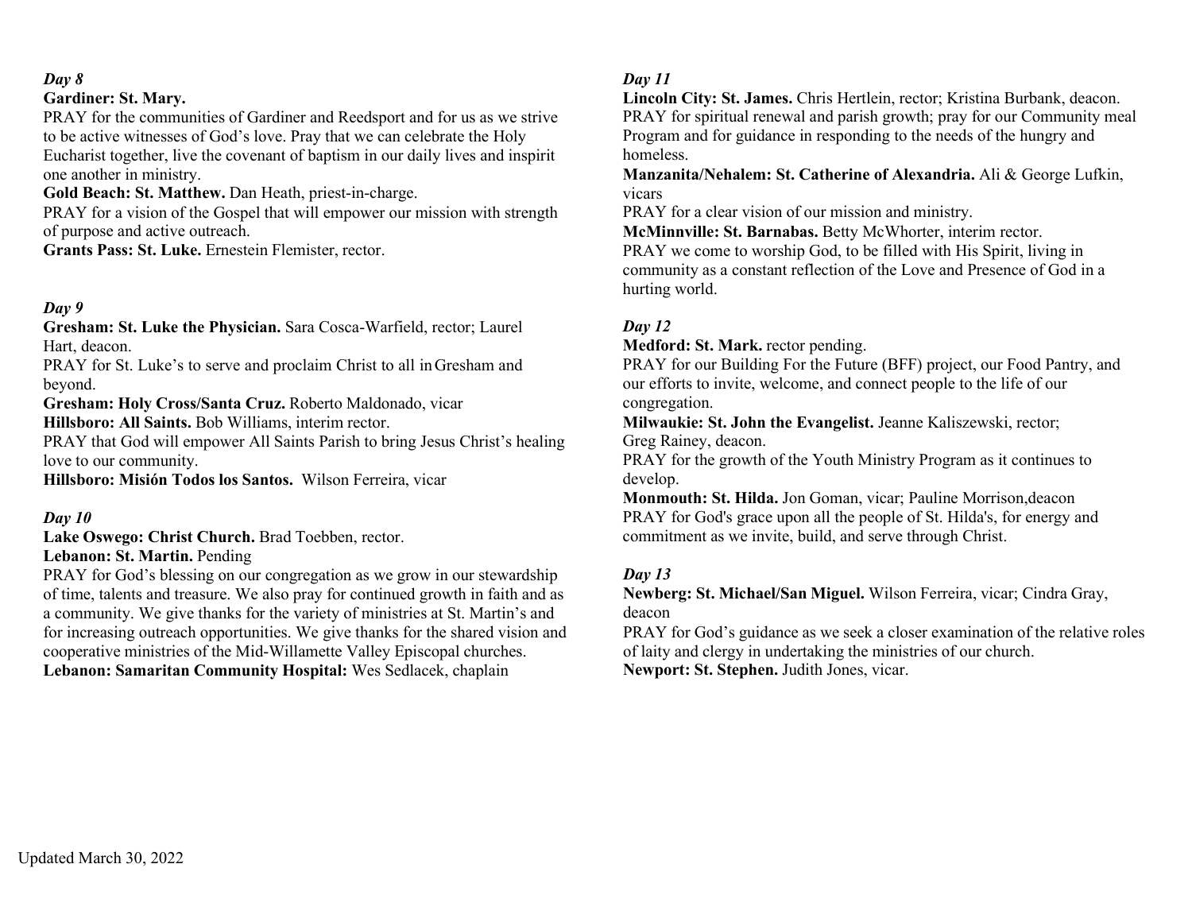*Day 8*

**Gardiner: St. Mary.**

PRAY for the communities of Gardiner and Reedsport and for us as we strive to be active witnesses of God's love. Pray that we can celebrate the Holy Eucharist together, live the covenant of baptism in our daily lives and inspirit one another in ministry.

**Gold Beach: St. Matthew.** Dan Heath, priest-in-charge.

PRAY for a vision of the Gospel that will empower our mission with strength of purpose and active outreach.

**Grants Pass: St. Luke.** Ernestein Flemister, rector.

*Day 9*

**Gresham: St. Luke the Physician.** Sara Cosca-Warfield, rector; Laurel Hart, deacon.

PRAY for St. Luke's to serve and proclaim Christ to all in Gresham and beyond.

**Gresham: Holy Cross/Santa Cruz.** Roberto Maldonado, vicar

**Hillsboro: All Saints.** Bob Williams, interim rector.

PRAY that God will empower All Saints Parish to bring Jesus Christ's healing love to our community.

**Hillsboro: Misión Todos los Santos.** Wilson Ferreira, vicar

*Day 10*

**Lake Oswego: Christ Church.** Brad Toebben, rector.

**Lebanon: St. Martin.** Pending

PRAY for God's blessing on our congregation as we grow in our stewardship of time, talents and treasure. We also pray for continued growth in faith and as a community. We give thanks for the variety of ministries at St. Martin's and for increasing outreach opportunities. We give thanks for the shared vision and cooperative ministries of the Mid-Willamette Valley Episcopal churches.

**Lebanon: Samaritan Community Hospital:** Wes Sedlacek, chaplain

*Day 11*

**Lincoln City: St. James.** Chris Hertlein, rector; Kristina Burbank, deacon.

PRAY for spiritual renewal and parish growth; pray for our Community meal Program and for guidance in responding to the needs of the hungry and homeless.

**Manzanita/Nehalem: St. Catherine of Alexandria.** Ali & George Lufkin, vicars

PRAY for a clear vision of our mission and ministry.

**McMinnville: St. Barnabas.** Betty McWhorter, interim rector.

PRAY we come to worship God, to be filled with His Spirit, living in community as a constant reflection of the Love and Presence of God in a hurting world.

*Day 12*

**Medford: St. Mark.** rector pending.

PRAY for our Building For the Future (BFF) project, our Food Pantry, and our efforts to invite, welcome, and connect people to the life of our congregation.

**Milwaukie: St. John the Evangelist.** Jeanne Kaliszewski, rector; Greg Rainey, deacon.

PRAY for the growth of the Youth Ministry Program as it continues to develop.

**Monmouth: St. Hilda.** Jon Goman, vicar; Pauline Morrison,deacon

PRAY for God's grace upon all the people of St. Hilda's, for energy and commitment as we invite, build, and serve through Christ.

*Day 13*

**Newberg: St. Michael/San Miguel.** Wilson Ferreira, vicar; Cindra Gray, deacon

PRAY for God's guidance as we seek a closer examination of the relative roles of laity and clergy in undertaking the ministries of our church.

**Newport: St. Stephen.** Judith Jones, vicar.

Updated March 30, 2022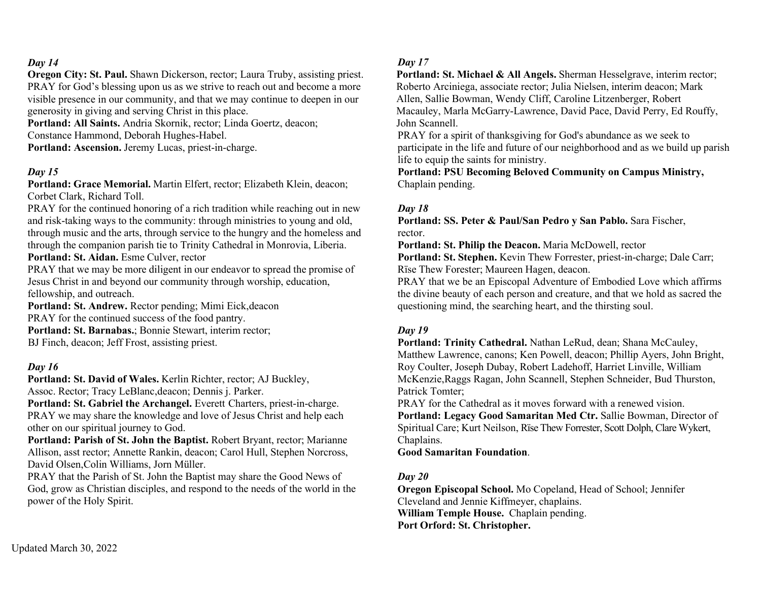*Day 14*

**Oregon City: St. Paul.** Shawn Dickerson, rector; Laura Truby, assisting priest.
PRAY for God's blessing upon us as we strive to reach out and become a more visible presence in our community, and that we may continue to deepen in our generosity in giving and serving Christ in this place.

**Portland: All Saints.** Andria Skornik, rector; Linda Goertz, deacon; Constance Hammond, Deborah Hughes-Habel.

**Portland: Ascension.** Jeremy Lucas, priest-in-charge.

*Day 15*

**Portland: Grace Memorial.** Martin Elfert, rector; Elizabeth Klein, deacon; Corbet Clark, Richard Toll.
PRAY for the continued honoring of a rich tradition while reaching out in new and risk-taking ways to the community: through ministries to young and old, through music and the arts, through service to the hungry and the homeless and through the companion parish tie to Trinity Cathedral in Monrovia, Liberia.

**Portland: St. Aidan.** Esme Culver, rector
PRAY that we may be more diligent in our endeavor to spread the promise of Jesus Christ in and beyond our community through worship, education, fellowship, and outreach.

**Portland: St. Andrew.** Rector pending; Mimi Eick,deacon
PRAY for the continued success of the food pantry.

**Portland: St. Barnabas.**; Bonnie Stewart, interim rector; BJ Finch, deacon; Jeff Frost, assisting priest.

*Day 16*

**Portland: St. David of Wales.** Kerlin Richter, rector; AJ Buckley, Assoc. Rector; Tracy LeBlanc,deacon; Dennis j. Parker.

**Portland: St. Gabriel the Archangel.** Everett Charters, priest-in-charge.
PRAY we may share the knowledge and love of Jesus Christ and help each other on our spiritual journey to God.

**Portland: Parish of St. John the Baptist.** Robert Bryant, rector; Marianne Allison, asst rector; Annette Rankin, deacon; Carol Hull, Stephen Norcross, David Olsen,Colin Williams, Jorn Müller.
PRAY that the Parish of St. John the Baptist may share the Good News of God, grow as Christian disciples, and respond to the needs of the world in the power of the Holy Spirit.

*Day 17*

**Portland: St. Michael & All Angels.** Sherman Hesselgrave, interim rector; Roberto Arciniega, associate rector; Julia Nielsen, interim deacon; Mark Allen, Sallie Bowman, Wendy Cliff, Caroline Litzenberger, Robert Macauley, Marla McGarry-Lawrence, David Pace, David Perry, Ed Rouffy, John Scannell.
PRAY for a spirit of thanksgiving for God's abundance as we seek to participate in the life and future of our neighborhood and as we build up parish life to equip the saints for ministry.

**Portland: PSU Becoming Beloved Community on Campus Ministry,** Chaplain pending.

*Day 18*

**Portland: SS. Peter & Paul/San Pedro y San Pablo.** Sara Fischer, rector.

**Portland: St. Philip the Deacon.** Maria McDowell, rector

**Portland: St. Stephen.** Kevin Thew Forrester, priest-in-charge; Dale Carr; Rïse Thew Forester; Maureen Hagen, deacon.
PRAY that we be an Episcopal Adventure of Embodied Love which affirms the divine beauty of each person and creature, and that we hold as sacred the questioning mind, the searching heart, and the thirsting soul.

*Day 19*

**Portland: Trinity Cathedral.** Nathan LeRud, dean; Shana McCauley, Matthew Lawrence, canons; Ken Powell, deacon; Phillip Ayers, John Bright, Roy Coulter, Joseph Dubay, Robert Ladehoff, Harriet Linville, William McKenzie,Raggs Ragan, John Scannell, Stephen Schneider, Bud Thurston, Patrick Tomter;
PRAY for the Cathedral as it moves forward with a renewed vision.

**Portland: Legacy Good Samaritan Med Ctr.** Sallie Bowman, Director of Spiritual Care; Kurt Neilson, Rïse Thew Forrester, Scott Dolph, Clare Wykert, Chaplains.

**Good Samaritan Foundation**.

*Day 20*

**Oregon Episcopal School.** Mo Copeland, Head of School; Jennifer Cleveland and Jennie Kiffmeyer, chaplains.

**William Temple House.** Chaplain pending.

**Port Orford: St. Christopher.**

Updated March 30, 2022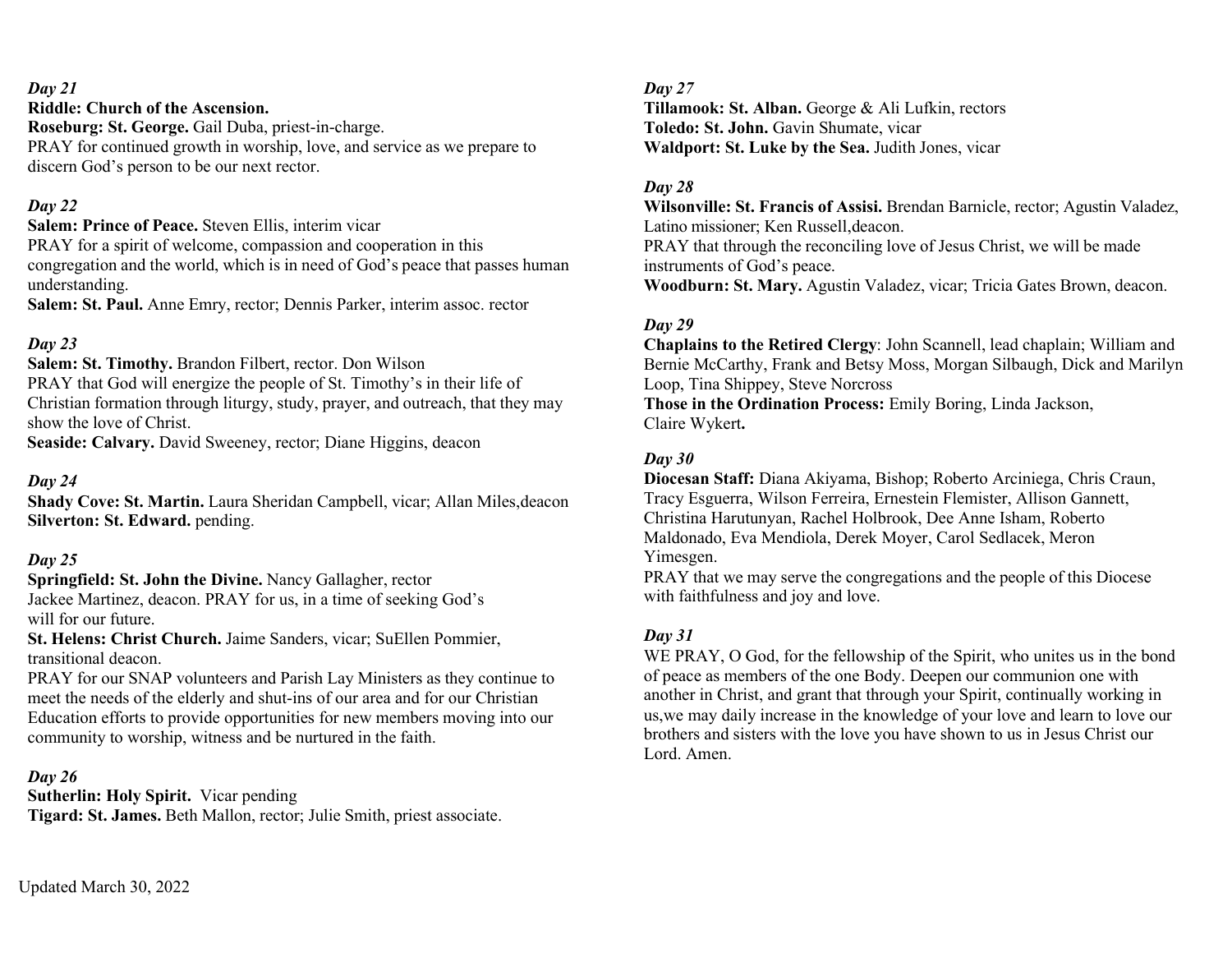*Day 21*

**Riddle: Church of the Ascension.**

**Roseburg: St. George.** Gail Duba, priest-in-charge.
PRAY for continued growth in worship, love, and service as we prepare to discern God's person to be our next rector.

*Day 22*

**Salem: Prince of Peace.** Steven Ellis, interim vicar
PRAY for a spirit of welcome, compassion and cooperation in this congregation and the world, which is in need of God's peace that passes human understanding.

**Salem: St. Paul.** Anne Emry, rector; Dennis Parker, interim assoc. rector

*Day 23*

**Salem: St. Timothy.** Brandon Filbert, rector. Don Wilson
PRAY that God will energize the people of St. Timothy's in their life of Christian formation through liturgy, study, prayer, and outreach, that they may show the love of Christ.

**Seaside: Calvary.** David Sweeney, rector; Diane Higgins, deacon

*Day 24*

**Shady Cove: St. Martin.** Laura Sheridan Campbell, vicar; Allan Miles,deacon

**Silverton: St. Edward.** pending.

*Day 25*

**Springfield: St. John the Divine.** Nancy Gallagher, rector
Jackee Martinez, deacon. PRAY for us, in a time of seeking God's will for our future.

**St. Helens: Christ Church.** Jaime Sanders, vicar; SuEllen Pommier, transitional deacon.
PRAY for our SNAP volunteers and Parish Lay Ministers as they continue to meet the needs of the elderly and shut-ins of our area and for our Christian Education efforts to provide opportunities for new members moving into our community to worship, witness and be nurtured in the faith.

*Day 26*

**Sutherlin: Holy Spirit.** Vicar pending

**Tigard: St. James.** Beth Mallon, rector; Julie Smith, priest associate.

*Day 27*

**Tillamook: St. Alban.** George & Ali Lufkin, rectors

**Toledo: St. John.** Gavin Shumate, vicar

**Waldport: St. Luke by the Sea.** Judith Jones, vicar

*Day 28*

**Wilsonville: St. Francis of Assisi.** Brendan Barnicle, rector; Agustin Valadez, Latino missioner; Ken Russell,deacon.
PRAY that through the reconciling love of Jesus Christ, we will be made instruments of God's peace.

**Woodburn: St. Mary.** Agustin Valadez, vicar; Tricia Gates Brown, deacon.

*Day 29*

**Chaplains to the Retired Clergy**: John Scannell, lead chaplain; William and Bernie McCarthy, Frank and Betsy Moss, Morgan Silbaugh, Dick and Marilyn Loop, Tina Shippey, Steve Norcross

**Those in the Ordination Process:** Emily Boring, Linda Jackson, Claire Wykert**.**

*Day 30*

**Diocesan Staff:** Diana Akiyama, Bishop; Roberto Arciniega, Chris Craun, Tracy Esguerra, Wilson Ferreira, Ernestein Flemister, Allison Gannett, Christina Harutunyan, Rachel Holbrook, Dee Anne Isham, Roberto Maldonado, Eva Mendiola, Derek Moyer, Carol Sedlacek, Meron Yimesgen.
PRAY that we may serve the congregations and the people of this Diocese with faithfulness and joy and love.

*Day 31*

WE PRAY, O God, for the fellowship of the Spirit, who unites us in the bond of peace as members of the one Body. Deepen our communion one with another in Christ, and grant that through your Spirit, continually working in us,we may daily increase in the knowledge of your love and learn to love our brothers and sisters with the love you have shown to us in Jesus Christ our Lord. Amen.

Updated March 30, 2022